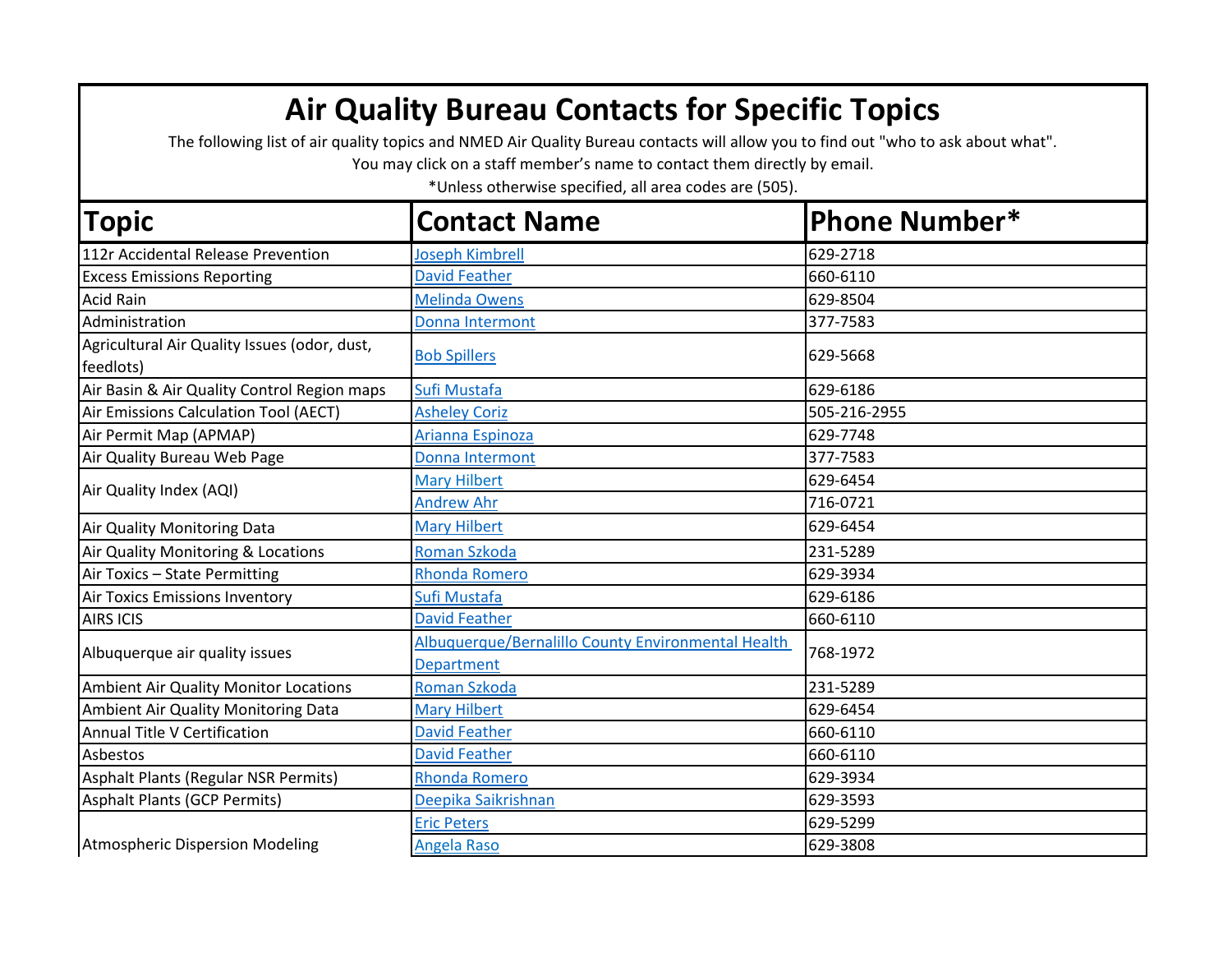# Air Quality Bureau Contacts for Specific Topics

The following list of air quality topics and NMED Air Quality Bureau contacts will allow you to find out "who to ask about what".

You may click on a staff member's name to contact them directly by email.

*Unless otherwise specified, all area codes are (505).

| Topic | Contact Name | Phone Number* |
|---|---|---|
| 112r Accidental Release Prevention | Joseph Kimbrell | 629-2718 |
| Excess Emissions Reporting | David Feather | 660-6110 |
| Acid Rain | Melinda Owens | 629-8504 |
| Administration | Donna Intermont | 377-7583 |
| Agricultural Air Quality Issues (odor, dust, feedlots) | Bob Spillers | 629-5668 |
| Air Basin & Air Quality Control Region maps | Sufi Mustafa | 629-6186 |
| Air Emissions Calculation Tool (AECT) | Asheley Coriz | 505-216-2955 |
| Air Permit Map (APMAP) | Arianna Espinoza | 629-7748 |
| Air Quality Bureau Web Page | Donna Intermont | 377-7583 |
| Air Quality Index (AQI) | Mary Hilbert | 629-6454 |
| | Andrew Ahr | 716-0721 |
| Air Quality Monitoring Data | Mary Hilbert | 629-6454 |
| Air Quality Monitoring & Locations | Roman Szkoda | 231-5289 |
| Air Toxics – State Permitting | Rhonda Romero | 629-3934 |
| Air Toxics Emissions Inventory | Sufi Mustafa | 629-6186 |
| AIRS ICIS | David Feather | 660-6110 |
| Albuquerque air quality issues | Albuquerque/Bernalillo County Environmental Health Department | 768-1972 |
| Ambient Air Quality Monitor Locations | Roman Szkoda | 231-5289 |
| Ambient Air Quality Monitoring Data | Mary Hilbert | 629-6454 |
| Annual Title V Certification | David Feather | 660-6110 |
| Asbestos | David Feather | 660-6110 |
| Asphalt Plants (Regular NSR Permits) | Rhonda Romero | 629-3934 |
| Asphalt Plants (GCP Permits) | Deepika Saikrishnan | 629-3593 |
| Atmospheric Dispersion Modeling | Eric Peters | 629-5299 |
| | Angela Raso | 629-3808 |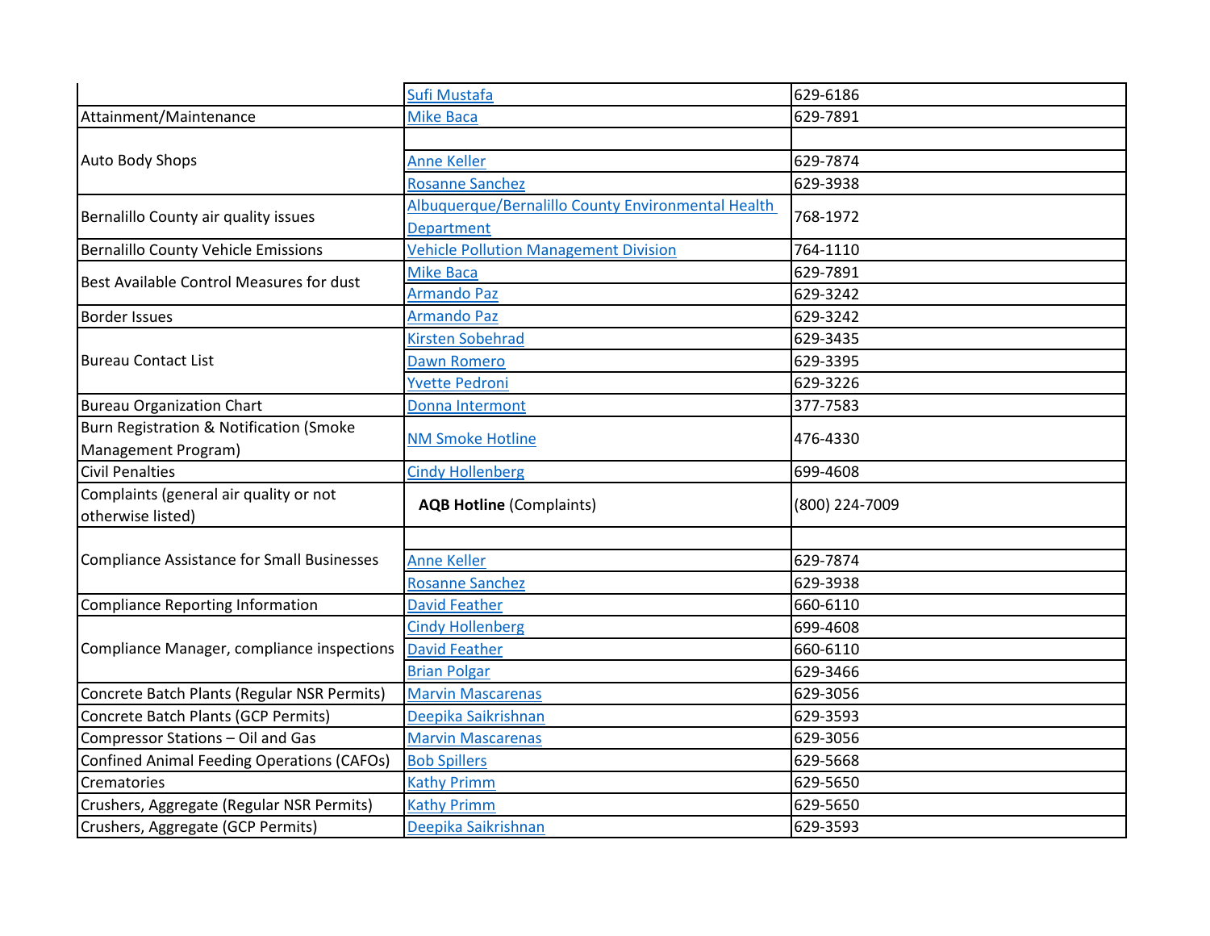| | | |
|---|---|---|
| | Sufi Mustafa | 629-6186 |
| Attainment/Maintenance | Mike Baca | 629-7891 |
| Auto Body Shops | | |
| | Anne Keller | 629-7874 |
| | Rosanne Sanchez | 629-3938 |
| Bernalillo County air quality issues | Albuquerque/Bernalillo County Environmental Health Department | 768-1972 |
| Bernalillo County Vehicle Emissions | Vehicle Pollution Management Division | 764-1110 |
| Best Available Control Measures for dust | Mike Baca | 629-7891 |
| | Armando Paz | 629-3242 |
| Border Issues | Armando Paz | 629-3242 |
| Bureau Contact List | Kirsten Sobehrad | 629-3435 |
| | Dawn Romero | 629-3395 |
| | Yvette Pedroni | 629-3226 |
| Bureau Organization Chart | Donna Intermont | 377-7583 |
| Burn Registration & Notification (Smoke Management Program) | NM Smoke Hotline | 476-4330 |
| Civil Penalties | Cindy Hollenberg | 699-4608 |
| Complaints (general air quality or not otherwise listed) | **AQB Hotline** (Complaints) | (800) 224-7009 |
| Compliance Assistance for Small Businesses | | |
| | Anne Keller | 629-7874 |
| | Rosanne Sanchez | 629-3938 |
| Compliance Reporting Information | David Feather | 660-6110 |
| Compliance Manager, compliance inspections | Cindy Hollenberg | 699-4608 |
| | David Feather | 660-6110 |
| | Brian Polgar | 629-3466 |
| Concrete Batch Plants (Regular NSR Permits) | Marvin Mascarenas | 629-3056 |
| Concrete Batch Plants (GCP Permits) | Deepika Saikrishnan | 629-3593 |
| Compressor Stations – Oil and Gas | Marvin Mascarenas | 629-3056 |
| Confined Animal Feeding Operations (CAFOs) | Bob Spillers | 629-5668 |
| Crematories | Kathy Primm | 629-5650 |
| Crushers, Aggregate (Regular NSR Permits) | Kathy Primm | 629-5650 |
| Crushers, Aggregate (GCP Permits) | Deepika Saikrishnan | 629-3593 |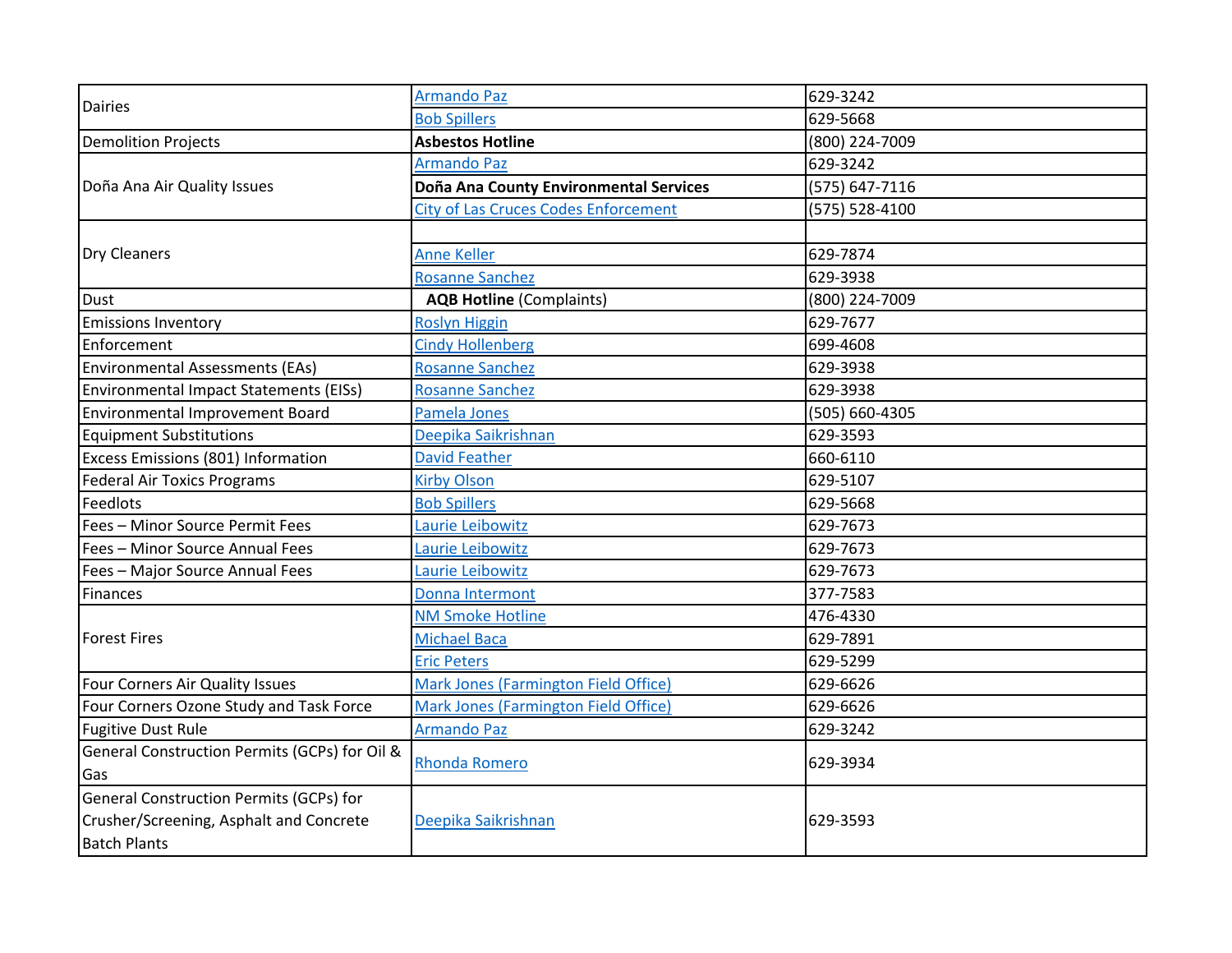| | | |
|---|---|---|
| Dairies | Armando Paz | 629-3242 |
| | Bob Spillers | 629-5668 |
| Demolition Projects | **Asbestos Hotline** | (800) 224-7009 |
| Doña Ana Air Quality Issues | Armando Paz | 629-3242 |
| | **Doña Ana County Environmental Services** | (575) 647-7116 |
| | City of Las Cruces Codes Enforcement | (575) 528-4100 |
| Dry Cleaners | | |
| | Anne Keller | 629-7874 |
| | Rosanne Sanchez | 629-3938 |
| Dust | **AQB Hotline** (Complaints) | (800) 224-7009 |
| Emissions Inventory | Roslyn Higgin | 629-7677 |
| Enforcement | Cindy Hollenberg | 699-4608 |
| Environmental Assessments (EAs) | Rosanne Sanchez | 629-3938 |
| Environmental Impact Statements (EISs) | Rosanne Sanchez | 629-3938 |
| Environmental Improvement Board | Pamela Jones | (505) 660-4305 |
| Equipment Substitutions | Deepika Saikrishnan | 629-3593 |
| Excess Emissions (801) Information | David Feather | 660-6110 |
| Federal Air Toxics Programs | Kirby Olson | 629-5107 |
| Feedlots | Bob Spillers | 629-5668 |
| Fees – Minor Source Permit Fees | Laurie Leibowitz | 629-7673 |
| Fees – Minor Source Annual Fees | Laurie Leibowitz | 629-7673 |
| Fees – Major Source Annual Fees | Laurie Leibowitz | 629-7673 |
| Finances | Donna Intermont | 377-7583 |
| Forest Fires | NM Smoke Hotline | 476-4330 |
| | Michael Baca | 629-7891 |
| | Eric Peters | 629-5299 |
| Four Corners Air Quality Issues | Mark Jones (Farmington Field Office) | 629-6626 |
| Four Corners Ozone Study and Task Force | Mark Jones (Farmington Field Office) | 629-6626 |
| Fugitive Dust Rule | Armando Paz | 629-3242 |
| General Construction Permits (GCPs) for Oil & Gas | Rhonda Romero | 629-3934 |
| General Construction Permits (GCPs) for Crusher/Screening, Asphalt and Concrete Batch Plants | Deepika Saikrishnan | 629-3593 |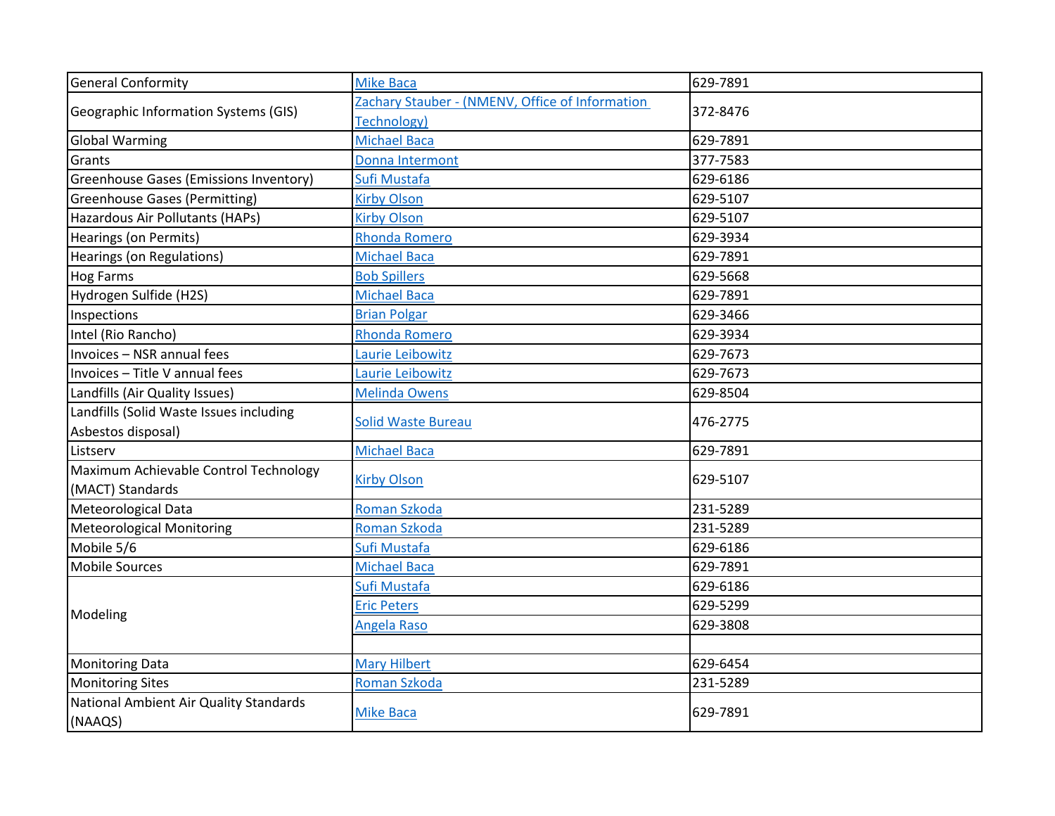| | | |
|---|---|---|
| General Conformity | Mike Baca | 629-7891 |
| Geographic Information Systems (GIS) | Zachary Stauber - (NMENV, Office of Information Technology) | 372-8476 |
| Global Warming | Michael Baca | 629-7891 |
| Grants | Donna Intermont | 377-7583 |
| Greenhouse Gases (Emissions Inventory) | Sufi Mustafa | 629-6186 |
| Greenhouse Gases (Permitting) | Kirby Olson | 629-5107 |
| Hazardous Air Pollutants (HAPs) | Kirby Olson | 629-5107 |
| Hearings (on Permits) | Rhonda Romero | 629-3934 |
| Hearings (on Regulations) | Michael Baca | 629-7891 |
| Hog Farms | Bob Spillers | 629-5668 |
| Hydrogen Sulfide (H2S) | Michael Baca | 629-7891 |
| Inspections | Brian Polgar | 629-3466 |
| Intel (Rio Rancho) | Rhonda Romero | 629-3934 |
| Invoices – NSR annual fees | Laurie Leibowitz | 629-7673 |
| Invoices – Title V annual fees | Laurie Leibowitz | 629-7673 |
| Landfills (Air Quality Issues) | Melinda Owens | 629-8504 |
| Landfills (Solid Waste Issues including Asbestos disposal) | Solid Waste Bureau | 476-2775 |
| Listserv | Michael Baca | 629-7891 |
| Maximum Achievable Control Technology (MACT) Standards | Kirby Olson | 629-5107 |
| Meteorological Data | Roman Szkoda | 231-5289 |
| Meteorological Monitoring | Roman Szkoda | 231-5289 |
| Mobile 5/6 | Sufi Mustafa | 629-6186 |
| Mobile Sources | Michael Baca | 629-7891 |
| Modeling | Sufi Mustafa | 629-6186 |
| | Eric Peters | 629-5299 |
| | Angela Raso | 629-3808 |
| | | |
| Monitoring Data | Mary Hilbert | 629-6454 |
| Monitoring Sites | Roman Szkoda | 231-5289 |
| National Ambient Air Quality Standards (NAAQS) | Mike Baca | 629-7891 |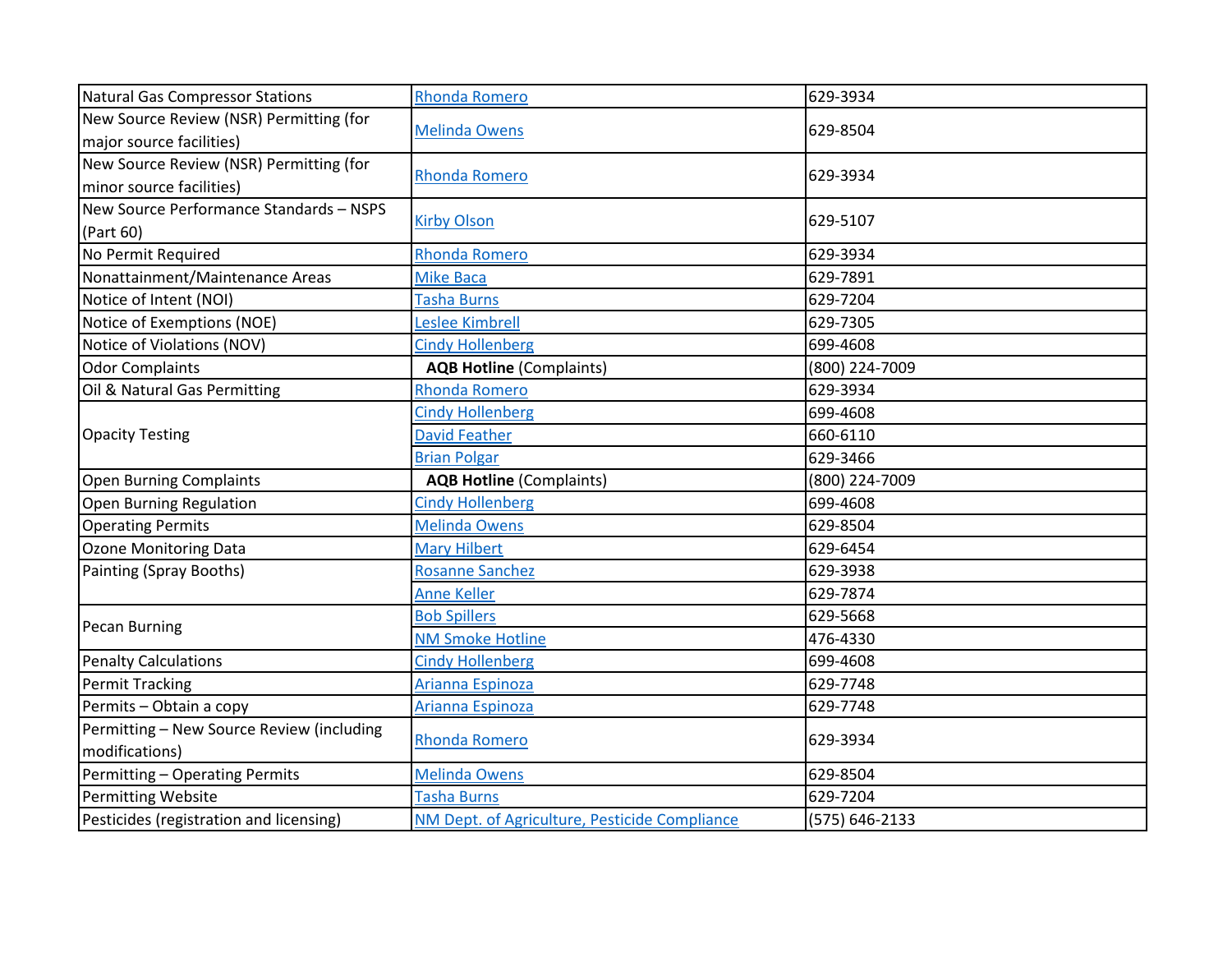| | | |
|---|---|---|
| Natural Gas Compressor Stations | Rhonda Romero | 629-3934 |
| New Source Review (NSR) Permitting (for major source facilities) | Melinda Owens | 629-8504 |
| New Source Review (NSR) Permitting (for minor source facilities) | Rhonda Romero | 629-3934 |
| New Source Performance Standards – NSPS (Part 60) | Kirby Olson | 629-5107 |
| No Permit Required | Rhonda Romero | 629-3934 |
| Nonattainment/Maintenance Areas | Mike Baca | 629-7891 |
| Notice of Intent (NOI) | Tasha Burns | 629-7204 |
| Notice of Exemptions (NOE) | Leslee Kimbrell | 629-7305 |
| Notice of Violations (NOV) | Cindy Hollenberg | 699-4608 |
| Odor Complaints | **AQB Hotline** (Complaints) | (800) 224-7009 |
| Oil & Natural Gas Permitting | Rhonda Romero | 629-3934 |
| Opacity Testing | Cindy Hollenberg | 699-4608 |
| | David Feather | 660-6110 |
| | Brian Polgar | 629-3466 |
| Open Burning Complaints | **AQB Hotline** (Complaints) | (800) 224-7009 |
| Open Burning Regulation | Cindy Hollenberg | 699-4608 |
| Operating Permits | Melinda Owens | 629-8504 |
| Ozone Monitoring Data | Mary Hilbert | 629-6454 |
| Painting (Spray Booths) | Rosanne Sanchez | 629-3938 |
| | Anne Keller | 629-7874 |
| Pecan Burning | Bob Spillers | 629-5668 |
| | NM Smoke Hotline | 476-4330 |
| Penalty Calculations | Cindy Hollenberg | 699-4608 |
| Permit Tracking | Arianna Espinoza | 629-7748 |
| Permits – Obtain a copy | Arianna Espinoza | 629-7748 |
| Permitting – New Source Review (including modifications) | Rhonda Romero | 629-3934 |
| Permitting – Operating Permits | Melinda Owens | 629-8504 |
| Permitting Website | Tasha Burns | 629-7204 |
| Pesticides (registration and licensing) | NM Dept. of Agriculture, Pesticide Compliance | (575) 646-2133 |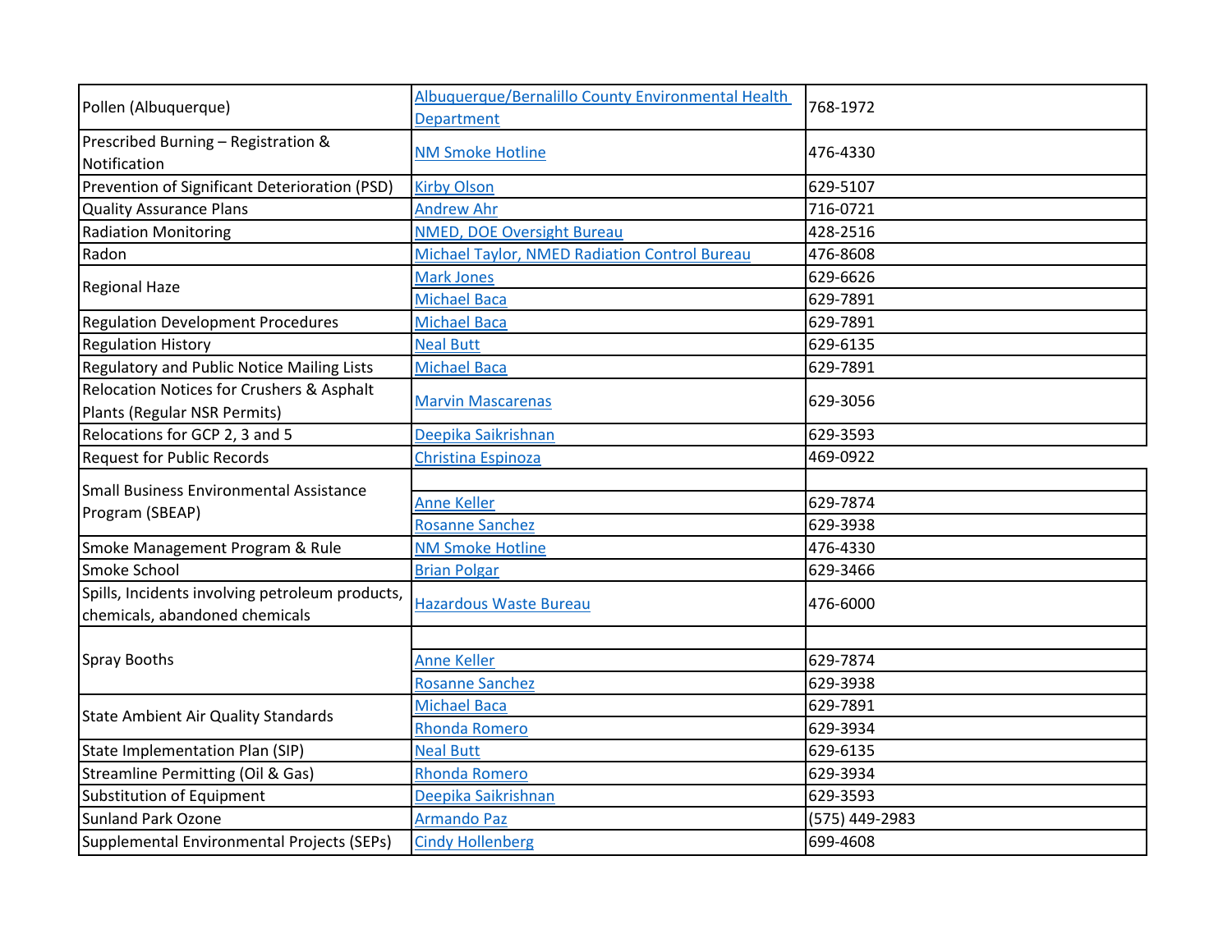| | | |
|---|---|---|
| Pollen (Albuquerque) | Albuquerque/Bernalillo County Environmental Health Department | 768-1972 |
| Prescribed Burning – Registration & Notification | NM Smoke Hotline | 476-4330 |
| Prevention of Significant Deterioration (PSD) | Kirby Olson | 629-5107 |
| Quality Assurance Plans | Andrew Ahr | 716-0721 |
| Radiation Monitoring | NMED, DOE Oversight Bureau | 428-2516 |
| Radon | Michael Taylor, NMED Radiation Control Bureau | 476-8608 |
| Regional Haze | Mark Jones | 629-6626 |
| | Michael Baca | 629-7891 |
| Regulation Development Procedures | Michael Baca | 629-7891 |
| Regulation History | Neal Butt | 629-6135 |
| Regulatory and Public Notice Mailing Lists | Michael Baca | 629-7891 |
| Relocation Notices for Crushers & Asphalt Plants (Regular NSR Permits) | Marvin Mascarenas | 629-3056 |
| Relocations for GCP 2, 3 and 5 | Deepika Saikrishnan | 629-3593 |
| Request for Public Records | Christina Espinoza | 469-0922 |
| Small Business Environmental Assistance Program (SBEAP) | | |
| | Anne Keller | 629-7874 |
| | Rosanne Sanchez | 629-3938 |
| Smoke Management Program & Rule | NM Smoke Hotline | 476-4330 |
| Smoke School | Brian Polgar | 629-3466 |
| Spills, Incidents involving petroleum products, chemicals, abandoned chemicals | Hazardous Waste Bureau | 476-6000 |
| Spray Booths | | |
| | Anne Keller | 629-7874 |
| | Rosanne Sanchez | 629-3938 |
| State Ambient Air Quality Standards | Michael Baca | 629-7891 |
| | Rhonda Romero | 629-3934 |
| State Implementation Plan (SIP) | Neal Butt | 629-6135 |
| Streamline Permitting (Oil & Gas) | Rhonda Romero | 629-3934 |
| Substitution of Equipment | Deepika Saikrishnan | 629-3593 |
| Sunland Park Ozone | Armando Paz | (575) 449-2983 |
| Supplemental Environmental Projects (SEPs) | Cindy Hollenberg | 699-4608 |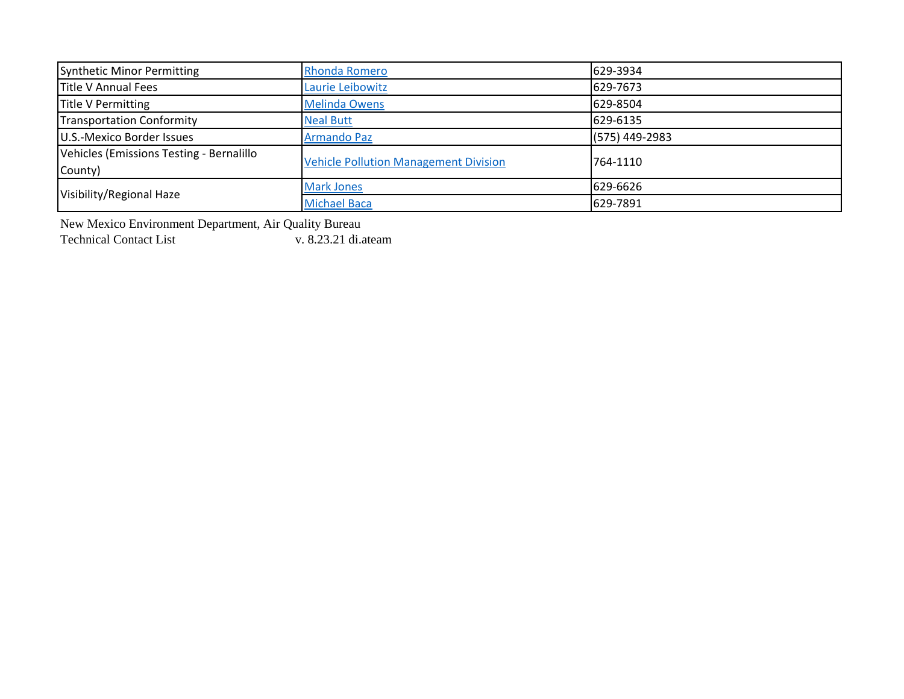| | | |
|---|---|---|
| Synthetic Minor Permitting | Rhonda Romero | 629-3934 |
| Title V Annual Fees | Laurie Leibowitz | 629-7673 |
| Title V Permitting | Melinda Owens | 629-8504 |
| Transportation Conformity | Neal Butt | 629-6135 |
| U.S.-Mexico Border Issues | Armando Paz | (575) 449-2983 |
| Vehicles (Emissions Testing - Bernalillo County) | Vehicle Pollution Management Division | 764-1110 |
| Visibility/Regional Haze | Mark Jones | 629-6626 |
| | Michael Baca | 629-7891 |

New Mexico Environment Department, Air Quality Bureau
Technical Contact List v. 8.23.21 di.ateam